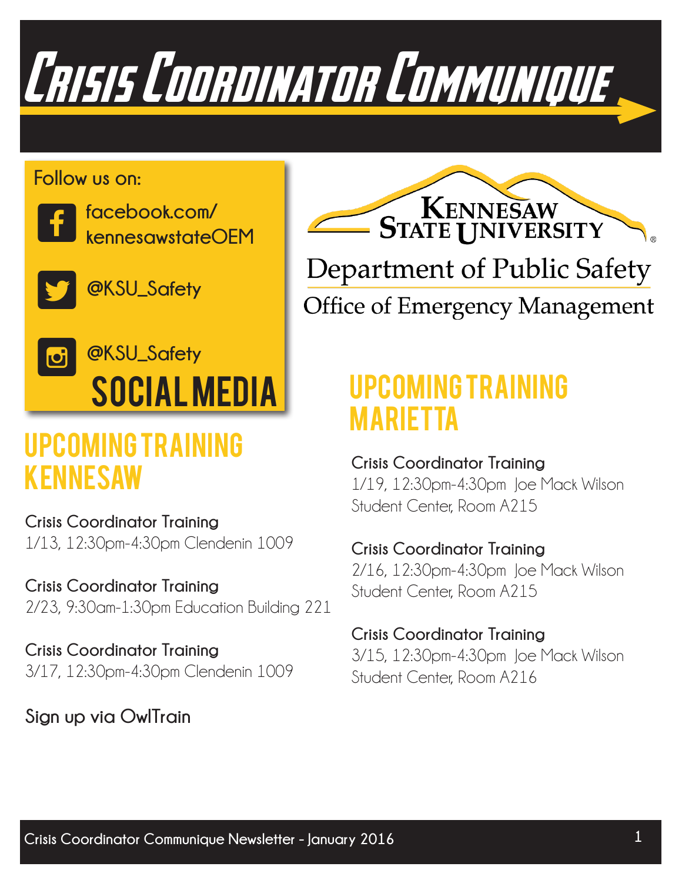# Crisis Coordinator Communique

Follow us on:

facebook.com/kennesawstateOEM

@KSU_Safety

@KSU_Safety

## SOCIAL MEDIA

Kennesaw State University

Department of Public Safety

Office of Emergency Management

## UPCOMING TRAINING KENNESAW

**Crisis Coordinator Training**
1/13, 12:30pm-4:30pm Clendenin 1009

**Crisis Coordinator Training**
2/23, 9:30am-1:30pm Education Building 221

**Crisis Coordinator Training**
3/17, 12:30pm-4:30pm Clendenin 1009

**Sign up via OwlTrain**

## UPCOMING TRAINING MARIETTA

**Crisis Coordinator Training**
1/19, 12:30pm-4:30pm Joe Mack Wilson Student Center, Room A215

**Crisis Coordinator Training**
2/16, 12:30pm-4:30pm Joe Mack Wilson Student Center, Room A215

**Crisis Coordinator Training**
3/15, 12:30pm-4:30pm Joe Mack Wilson Student Center, Room A216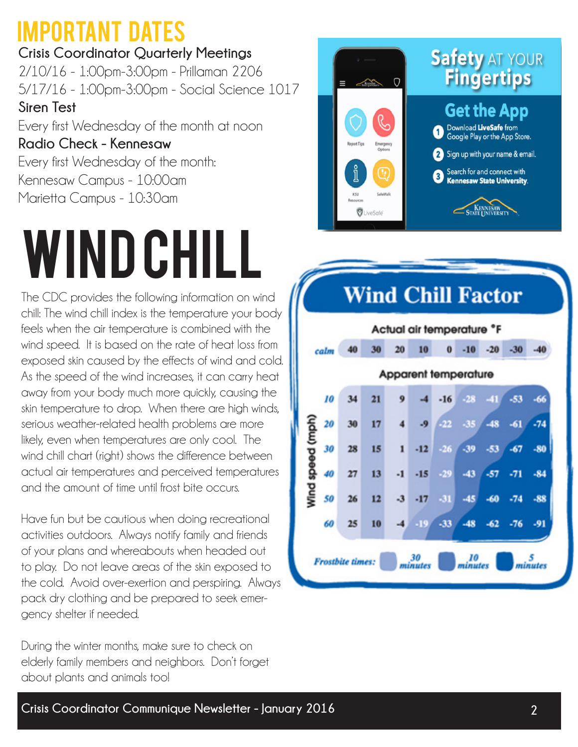# IMPORTANT DATES

**Crisis Coordinator Quarterly Meetings**

2/10/16 - 1:00pm-3:00pm - Prillaman 2206

5/17/16 - 1:00pm-3:00pm - Social Science 1017

**Siren Test**

Every first Wednesday of the month at noon

**Radio Check - Kennesaw**

Every first Wednesday of the month:

Kennesaw Campus - 10:00am

Marietta Campus - 10:30am

## Safety AT YOUR Fingertips

### Get the App

1. Download **LiveSafe** from Google Play or the App Store.
2. Sign up with your name & email.
3. Search for and connect with **Kennesaw State University**.

# WIND CHILL

The CDC provides the following information on wind chill: The wind chill index is the temperature your body feels when the air temperature is combined with the wind speed. It is based on the rate of heat loss from exposed skin caused by the effects of wind and cold. As the speed of the wind increases, it can carry heat away from your body much more quickly, causing the skin temperature to drop. When there are high winds, serious weather-related health problems are more likely, even when temperatures are only cool. The wind chill chart (right) shows the difference between actual air temperatures and perceived temperatures and the amount of time until frost bite occurs.

Have fun but be cautious when doing recreational activities outdoors. Always notify family and friends of your plans and whereabouts when headed out to play. Do not leave areas of the skin exposed to the cold. Avoid over-exertion and perspiring. Always pack dry clothing and be prepared to seek emergency shelter if needed.

During the winter months, make sure to check on elderly family members and neighbors. Don't forget about plants and animals too!

## Wind Chill Factor

| Wind speed (mph) | Actual air temperature °F | | | | | | | | |
|---|---|---|---|---|---|---|---|---|---|
| calm | 40 | 30 | 20 | 10 | 0 | -10 | -20 | -30 | -40 |
| | Apparent temperature | | | | | | | | |
| 10 | 34 | 21 | 9 | -4 | -16 | -28 | -41 | -53 | -66 |
| 20 | 30 | 17 | 4 | -9 | -22 | -35 | -48 | -61 | -74 |
| 30 | 28 | 15 | 1 | -12 | -26 | -39 | -53 | -67 | -80 |
| 40 | 27 | 13 | -1 | -15 | -29 | -43 | -57 | -71 | -84 |
| 50 | 26 | 12 | -3 | -17 | -31 | -45 | -60 | -74 | -88 |
| 60 | 25 | 10 | -4 | -19 | -33 | -48 | -62 | -76 | -91 |

*Frostbite times:* 30 minutes, 10 minutes, 5 minutes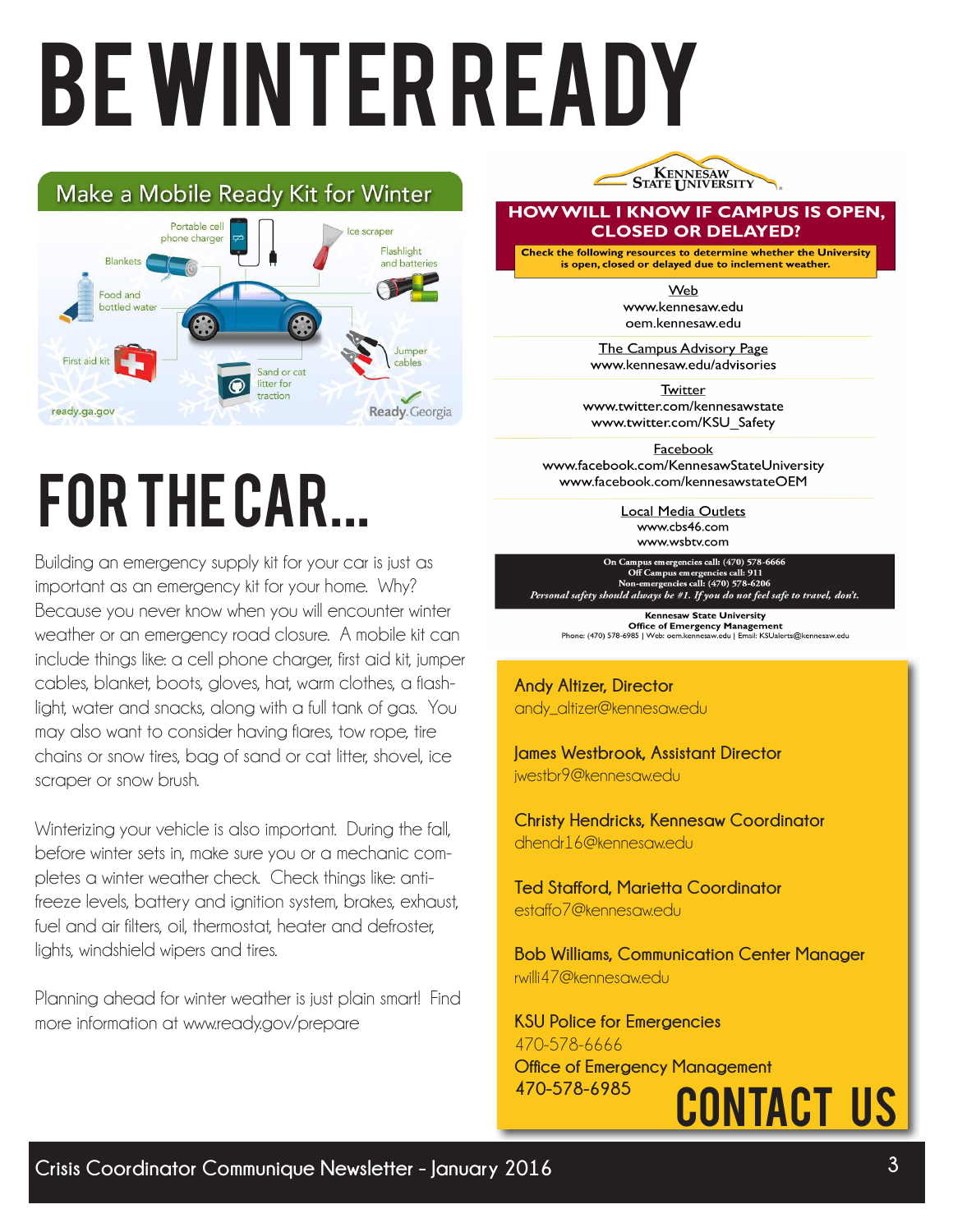# BE WINTER READY

## Make a Mobile Ready Kit for Winter

Portable cell phone charger
Ice scraper
Blankets
Flashlight and batteries
Food and bottled water
First aid kit
Jumper cables
Sand or cat litter for traction
ready.ga.gov
Ready Georgia

# FOR THE CAR...

Building an emergency supply kit for your car is just as important as an emergency kit for your home. Why? Because you never know when you will encounter winter weather or an emergency road closure. A mobile kit can include things like: a cell phone charger, first aid kit, jumper cables, blanket, boots, gloves, hat, warm clothes, a flashlight, water and snacks, along with a full tank of gas. You may also want to consider having flares, tow rope, tire chains or snow tires, bag of sand or cat litter, shovel, ice scraper or snow brush.

Winterizing your vehicle is also important. During the fall, before winter sets in, make sure you or a mechanic completes a winter weather check. Check things like: antifreeze levels, battery and ignition system, brakes, exhaust, fuel and air filters, oil, thermostat, heater and defroster, lights, windshield wipers and tires.

Planning ahead for winter weather is just plain smart! Find more information at www.ready.gov/prepare

Kennesaw State University

## HOW WILL I KNOW IF CAMPUS IS OPEN, CLOSED OR DELAYED?

**Check the following resources to determine whether the University is open, closed or delayed due to inclement weather.**

Web
www.kennesaw.edu
oem.kennesaw.edu

The Campus Advisory Page
www.kennesaw.edu/advisories

Twitter
www.twitter.com/kennesawstate
www.twitter.com/KSU_Safety

Facebook
www.facebook.com/KennesawStateUniversity
www.facebook.com/kennesawstateOEM

Local Media Outlets
www.cbs46.com
www.wsbtv.com

**On Campus emergencies call: (470) 578-6666**
**Off Campus emergencies call: 911**
**Non-emergencies call: (470) 578-6206**
***Personal safety should always be #1. If you do not feel safe to travel, don't.***

**Kennesaw State University**
**Office of Emergency Management**
Phone: (470) 578-6985 | Web: oem.kennesaw.edu | Email: KSUalerts@kennesaw.edu

## CONTACT US

Andy Altizer, Director
andy_altizer@kennesaw.edu

James Westbrook, Assistant Director
jwestbr9@kennesaw.edu

Christy Hendricks, Kennesaw Coordinator
dhendr16@kennesaw.edu

Ted Stafford, Marietta Coordinator
estaffo7@kennesaw.edu

Bob Williams, Communication Center Manager
rwilli47@kennesaw.edu

KSU Police for Emergencies
470-578-6666

Office of Emergency Management
470-578-6985